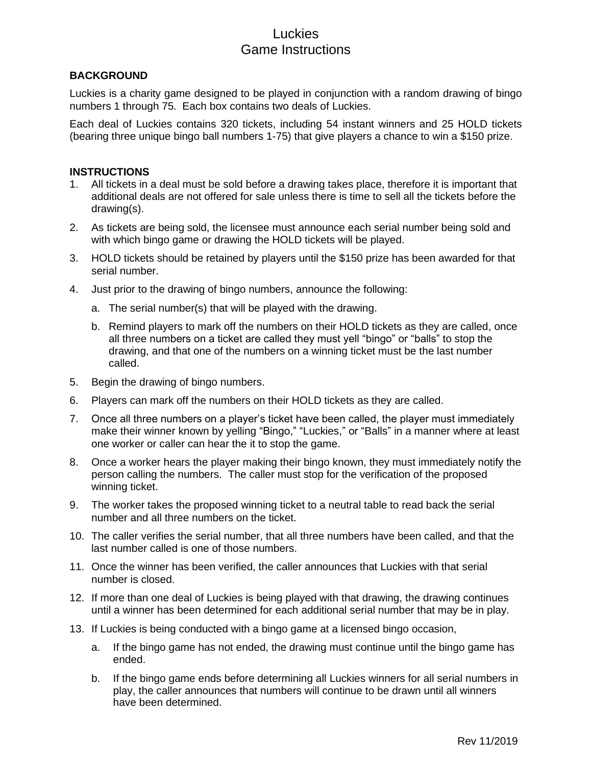# Luckies
## Game Instructions

**BACKGROUND**

Luckies is a charity game designed to be played in conjunction with a random drawing of bingo numbers 1 through 75. Each box contains two deals of Luckies.

Each deal of Luckies contains 320 tickets, including 54 instant winners and 25 HOLD tickets (bearing three unique bingo ball numbers 1-75) that give players a chance to win a $150 prize.

**INSTRUCTIONS**

1. All tickets in a deal must be sold before a drawing takes place, therefore it is important that additional deals are not offered for sale unless there is time to sell all the tickets before the drawing(s).
2. As tickets are being sold, the licensee must announce each serial number being sold and with which bingo game or drawing the HOLD tickets will be played.
3. HOLD tickets should be retained by players until the $150 prize has been awarded for that serial number.
4. Just prior to the drawing of bingo numbers, announce the following:
   a. The serial number(s) that will be played with the drawing.
   b. Remind players to mark off the numbers on their HOLD tickets as they are called, once all three numbers on a ticket are called they must yell "bingo" or "balls" to stop the drawing, and that one of the numbers on a winning ticket must be the last number called.
5. Begin the drawing of bingo numbers.
6. Players can mark off the numbers on their HOLD tickets as they are called.
7. Once all three numbers on a player's ticket have been called, the player must immediately make their winner known by yelling "Bingo," "Luckies," or "Balls" in a manner where at least one worker or caller can hear the it to stop the game.
8. Once a worker hears the player making their bingo known, they must immediately notify the person calling the numbers. The caller must stop for the verification of the proposed winning ticket.
9. The worker takes the proposed winning ticket to a neutral table to read back the serial number and all three numbers on the ticket.
10. The caller verifies the serial number, that all three numbers have been called, and that the last number called is one of those numbers.
11. Once the winner has been verified, the caller announces that Luckies with that serial number is closed.
12. If more than one deal of Luckies is being played with that drawing, the drawing continues until a winner has been determined for each additional serial number that may be in play.
13. If Luckies is being conducted with a bingo game at a licensed bingo occasion,
    a. If the bingo game has not ended, the drawing must continue until the bingo game has ended.
    b. If the bingo game ends before determining all Luckies winners for all serial numbers in play, the caller announces that numbers will continue to be drawn until all winners have been determined.

Rev 11/2019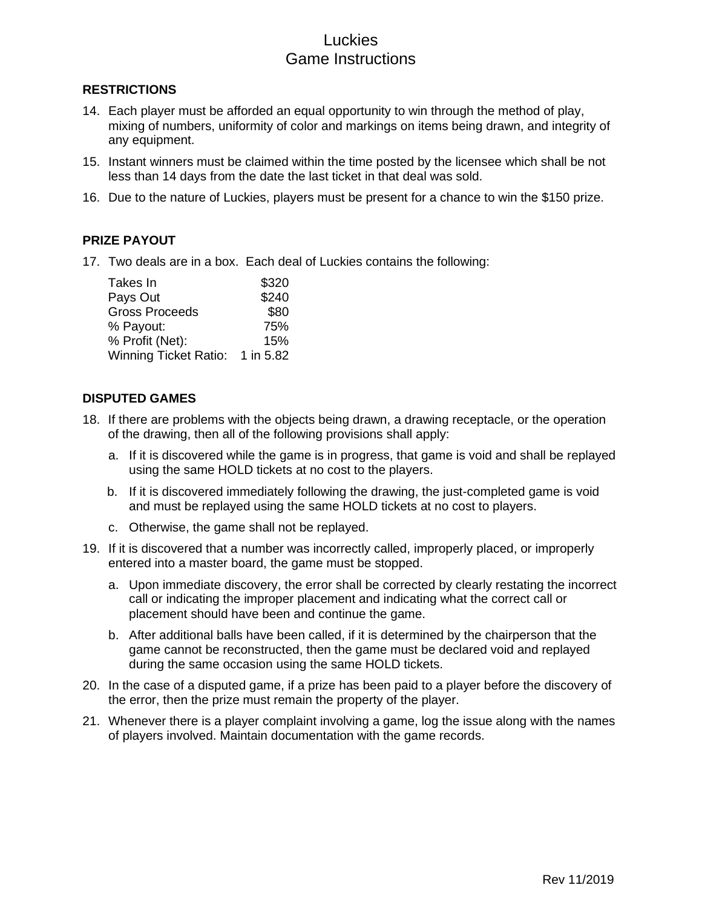# Luckies
# Game Instructions

**RESTRICTIONS**

14. Each player must be afforded an equal opportunity to win through the method of play, mixing of numbers, uniformity of color and markings on items being drawn, and integrity of any equipment.
15. Instant winners must be claimed within the time posted by the licensee which shall be not less than 14 days from the date the last ticket in that deal was sold.
16. Due to the nature of Luckies, players must be present for a chance to win the $150 prize.

**PRIZE PAYOUT**

17. Two deals are in a box. Each deal of Luckies contains the following:

| | |
|---|---|
| Takes In | $320 |
| Pays Out | $240 |
| Gross Proceeds | $80 |
| % Payout: | 75% |
| % Profit (Net): | 15% |
| Winning Ticket Ratio: | 1 in 5.82 |

**DISPUTED GAMES**

18. If there are problems with the objects being drawn, a drawing receptacle, or the operation of the drawing, then all of the following provisions shall apply:
    a. If it is discovered while the game is in progress, that game is void and shall be replayed using the same HOLD tickets at no cost to the players.
    b. If it is discovered immediately following the drawing, the just-completed game is void and must be replayed using the same HOLD tickets at no cost to players.
    c. Otherwise, the game shall not be replayed.
19. If it is discovered that a number was incorrectly called, improperly placed, or improperly entered into a master board, the game must be stopped.
    a. Upon immediate discovery, the error shall be corrected by clearly restating the incorrect call or indicating the improper placement and indicating what the correct call or placement should have been and continue the game.
    b. After additional balls have been called, if it is determined by the chairperson that the game cannot be reconstructed, then the game must be declared void and replayed during the same occasion using the same HOLD tickets.
20. In the case of a disputed game, if a prize has been paid to a player before the discovery of the error, then the prize must remain the property of the player.
21. Whenever there is a player complaint involving a game, log the issue along with the names of players involved. Maintain documentation with the game records.

Rev 11/2019